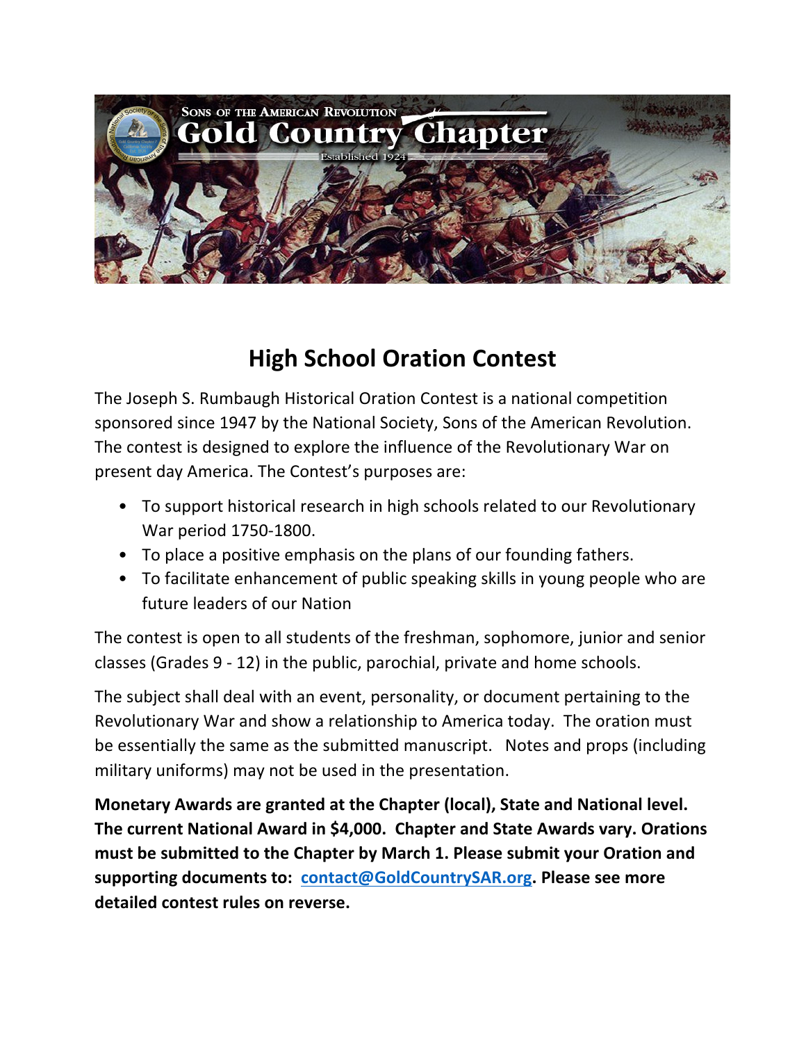Sons of the American Revolution

# Gold Country Chapter

Established 1924

## High School Oration Contest

The Joseph S. Rumbaugh Historical Oration Contest is a national competition sponsored since 1947 by the National Society, Sons of the American Revolution. The contest is designed to explore the influence of the Revolutionary War on present day America. The Contest's purposes are:

- To support historical research in high schools related to our Revolutionary War period 1750-1800.
- To place a positive emphasis on the plans of our founding fathers.
- To facilitate enhancement of public speaking skills in young people who are future leaders of our Nation

The contest is open to all students of the freshman, sophomore, junior and senior classes (Grades 9 - 12) in the public, parochial, private and home schools.

The subject shall deal with an event, personality, or document pertaining to the Revolutionary War and show a relationship to America today. The oration must be essentially the same as the submitted manuscript. Notes and props (including military uniforms) may not be used in the presentation.

**Monetary Awards are granted at the Chapter (local), State and National level. The current National Award in $4,000. Chapter and State Awards vary. Orations must be submitted to the Chapter by March 1. Please submit your Oration and supporting documents to: contact@GoldCountrySAR.org. Please see more detailed contest rules on reverse.**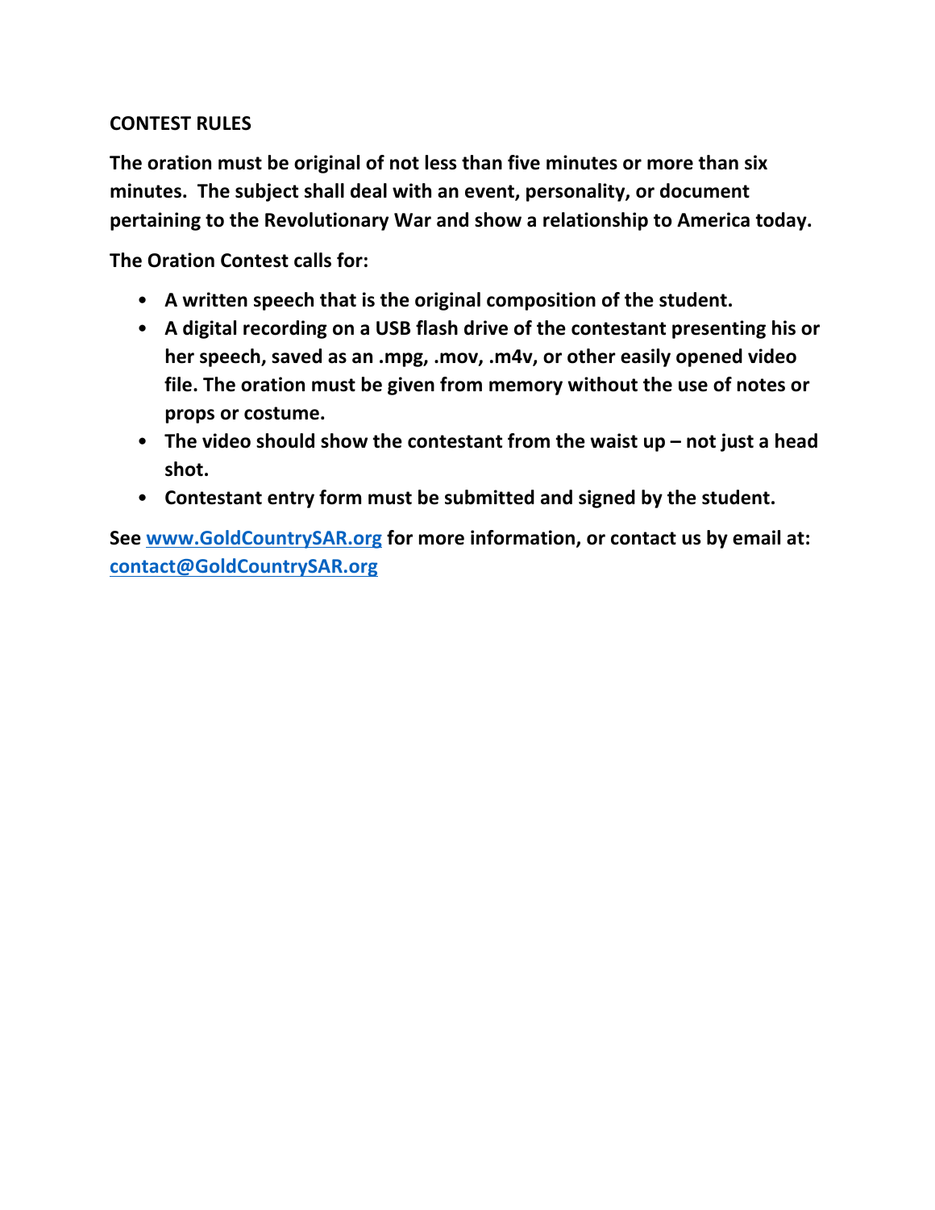**CONTEST RULES**

**The oration must be original of not less than five minutes or more than six minutes. The subject shall deal with an event, personality, or document pertaining to the Revolutionary War and show a relationship to America today.**

**The Oration Contest calls for:**

- **A written speech that is the original composition of the student.**
- **A digital recording on a USB flash drive of the contestant presenting his or her speech, saved as an .mpg, .mov, .m4v, or other easily opened video file. The oration must be given from memory without the use of notes or props or costume.**
- **The video should show the contestant from the waist up – not just a head shot.**
- **Contestant entry form must be submitted and signed by the student.**

**See [www.GoldCountrySAR.org](http://www.GoldCountrySAR.org) for more information, or contact us by email at: [contact@GoldCountrySAR.org](mailto:contact@GoldCountrySAR.org)**